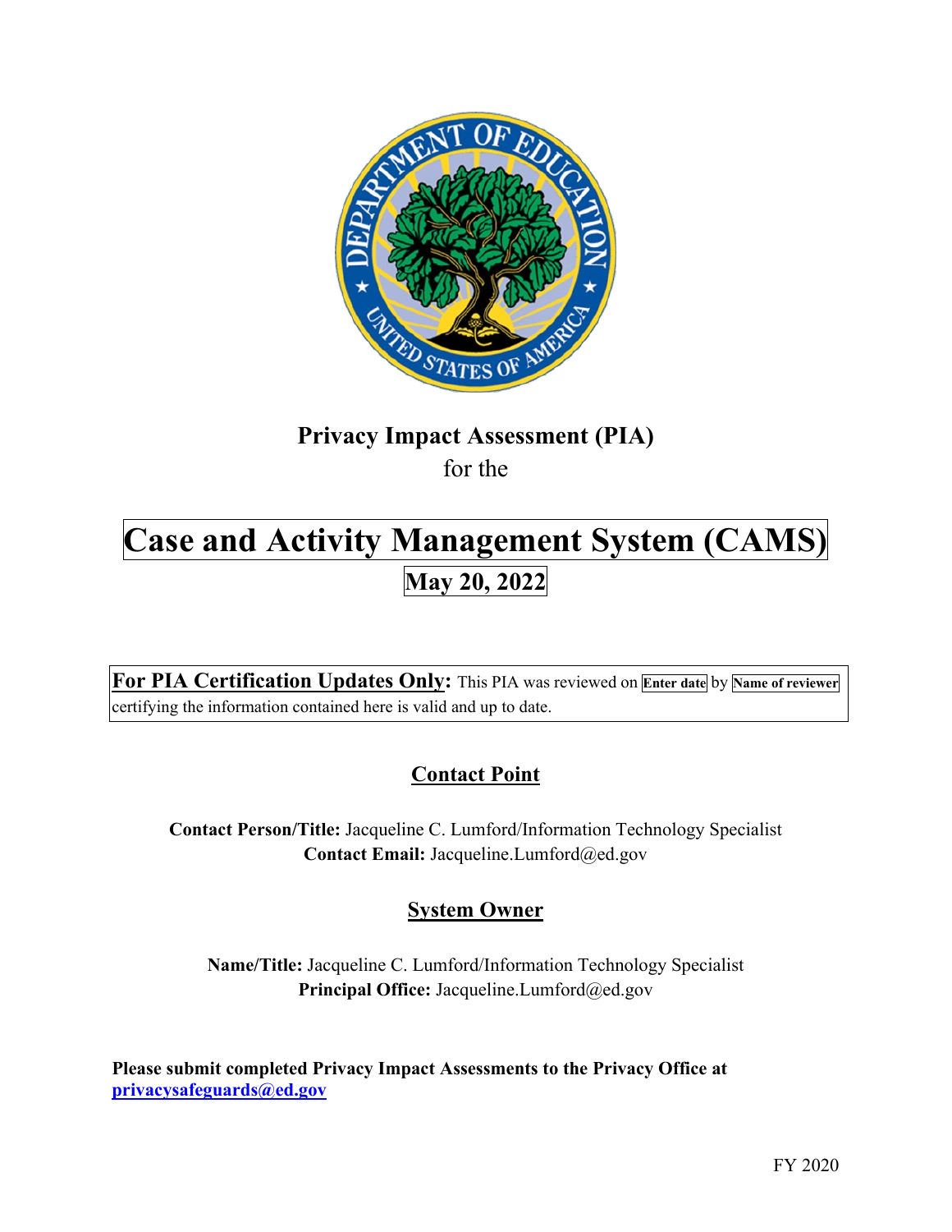**Privacy Impact Assessment (PIA)**

for the

# Case and Activity Management System (CAMS)

## May 20, 2022

**For PIA Certification Updates Only:** This PIA was reviewed on **Enter date** by **Name of reviewer** certifying the information contained here is valid and up to date.

## Contact Point

**Contact Person/Title:** Jacqueline C. Lumford/Information Technology Specialist
**Contact Email:** Jacqueline.Lumford@ed.gov

## System Owner

**Name/Title:** Jacqueline C. Lumford/Information Technology Specialist
**Principal Office:** Jacqueline.Lumford@ed.gov

**Please submit completed Privacy Impact Assessments to the Privacy Office at privacysafeguards@ed.gov**

FY 2020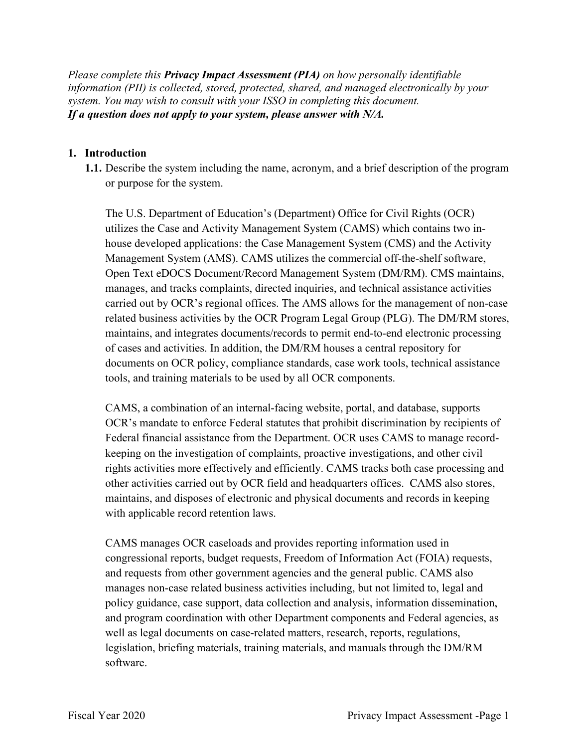*Please complete this **Privacy Impact Assessment (PIA)** on how personally identifiable information (PII) is collected, stored, protected, shared, and managed electronically by your system. You may wish to consult with your ISSO in completing this document.*
***If a question does not apply to your system, please answer with N/A.***

## 1. Introduction

**1.1.** Describe the system including the name, acronym, and a brief description of the program or purpose for the system.

The U.S. Department of Education's (Department) Office for Civil Rights (OCR) utilizes the Case and Activity Management System (CAMS) which contains two in-house developed applications: the Case Management System (CMS) and the Activity Management System (AMS). CAMS utilizes the commercial off-the-shelf software, Open Text eDOCS Document/Record Management System (DM/RM). CMS maintains, manages, and tracks complaints, directed inquiries, and technical assistance activities carried out by OCR's regional offices. The AMS allows for the management of non-case related business activities by the OCR Program Legal Group (PLG). The DM/RM stores, maintains, and integrates documents/records to permit end-to-end electronic processing of cases and activities. In addition, the DM/RM houses a central repository for documents on OCR policy, compliance standards, case work tools, technical assistance tools, and training materials to be used by all OCR components.

CAMS, a combination of an internal-facing website, portal, and database, supports OCR's mandate to enforce Federal statutes that prohibit discrimination by recipients of Federal financial assistance from the Department. OCR uses CAMS to manage record-keeping on the investigation of complaints, proactive investigations, and other civil rights activities more effectively and efficiently. CAMS tracks both case processing and other activities carried out by OCR field and headquarters offices. CAMS also stores, maintains, and disposes of electronic and physical documents and records in keeping with applicable record retention laws.

CAMS manages OCR caseloads and provides reporting information used in congressional reports, budget requests, Freedom of Information Act (FOIA) requests, and requests from other government agencies and the general public. CAMS also manages non-case related business activities including, but not limited to, legal and policy guidance, case support, data collection and analysis, information dissemination, and program coordination with other Department components and Federal agencies, as well as legal documents on case-related matters, research, reports, regulations, legislation, briefing materials, training materials, and manuals through the DM/RM software.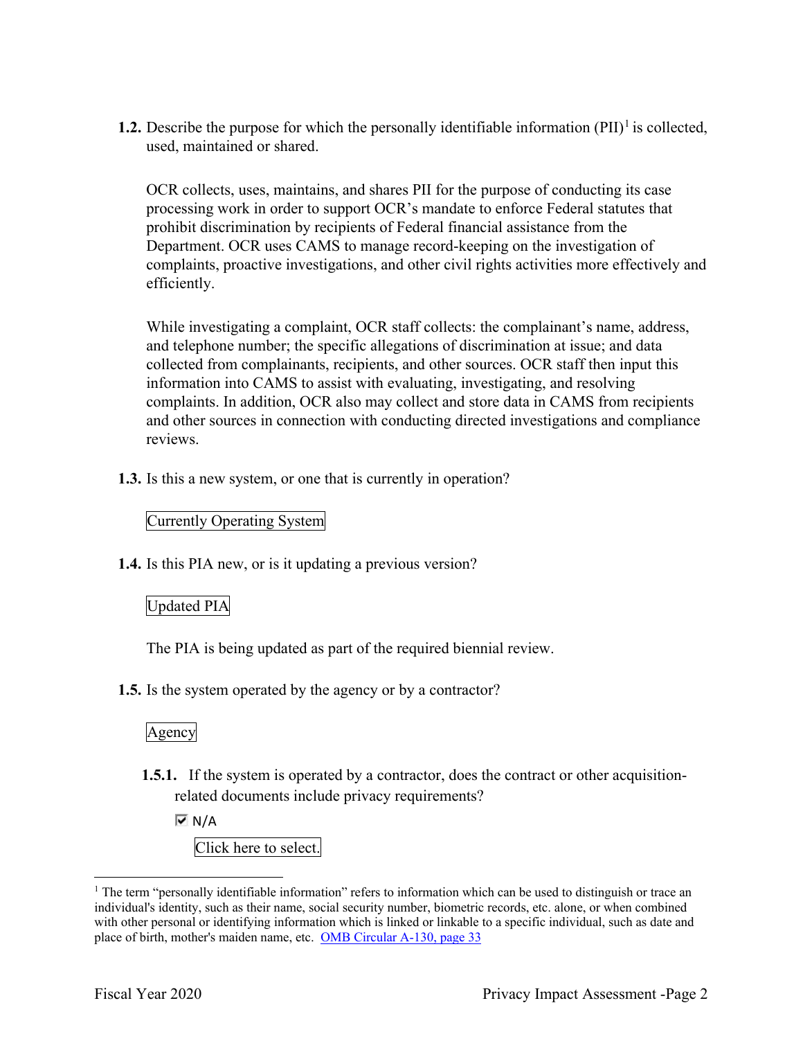**1.2.** Describe the purpose for which the personally identifiable information (PII)[1] is collected, used, maintained or shared.

OCR collects, uses, maintains, and shares PII for the purpose of conducting its case processing work in order to support OCR's mandate to enforce Federal statutes that prohibit discrimination by recipients of Federal financial assistance from the Department. OCR uses CAMS to manage record-keeping on the investigation of complaints, proactive investigations, and other civil rights activities more effectively and efficiently.

While investigating a complaint, OCR staff collects: the complainant's name, address, and telephone number; the specific allegations of discrimination at issue; and data collected from complainants, recipients, and other sources. OCR staff then input this information into CAMS to assist with evaluating, investigating, and resolving complaints. In addition, OCR also may collect and store data in CAMS from recipients and other sources in connection with conducting directed investigations and compliance reviews.

**1.3.** Is this a new system, or one that is currently in operation?

Currently Operating System

**1.4.** Is this PIA new, or is it updating a previous version?

Updated PIA

The PIA is being updated as part of the required biennial review.

**1.5.** Is the system operated by the agency or by a contractor?

Agency

**1.5.1.** If the system is operated by a contractor, does the contract or other acquisition-related documents include privacy requirements?

☑ N/A

Click here to select.

[1] The term "personally identifiable information" refers to information which can be used to distinguish or trace an individual's identity, such as their name, social security number, biometric records, etc. alone, or when combined with other personal or identifying information which is linked or linkable to a specific individual, such as date and place of birth, mother's maiden name, etc. [OMB Circular A-130, page 33](#)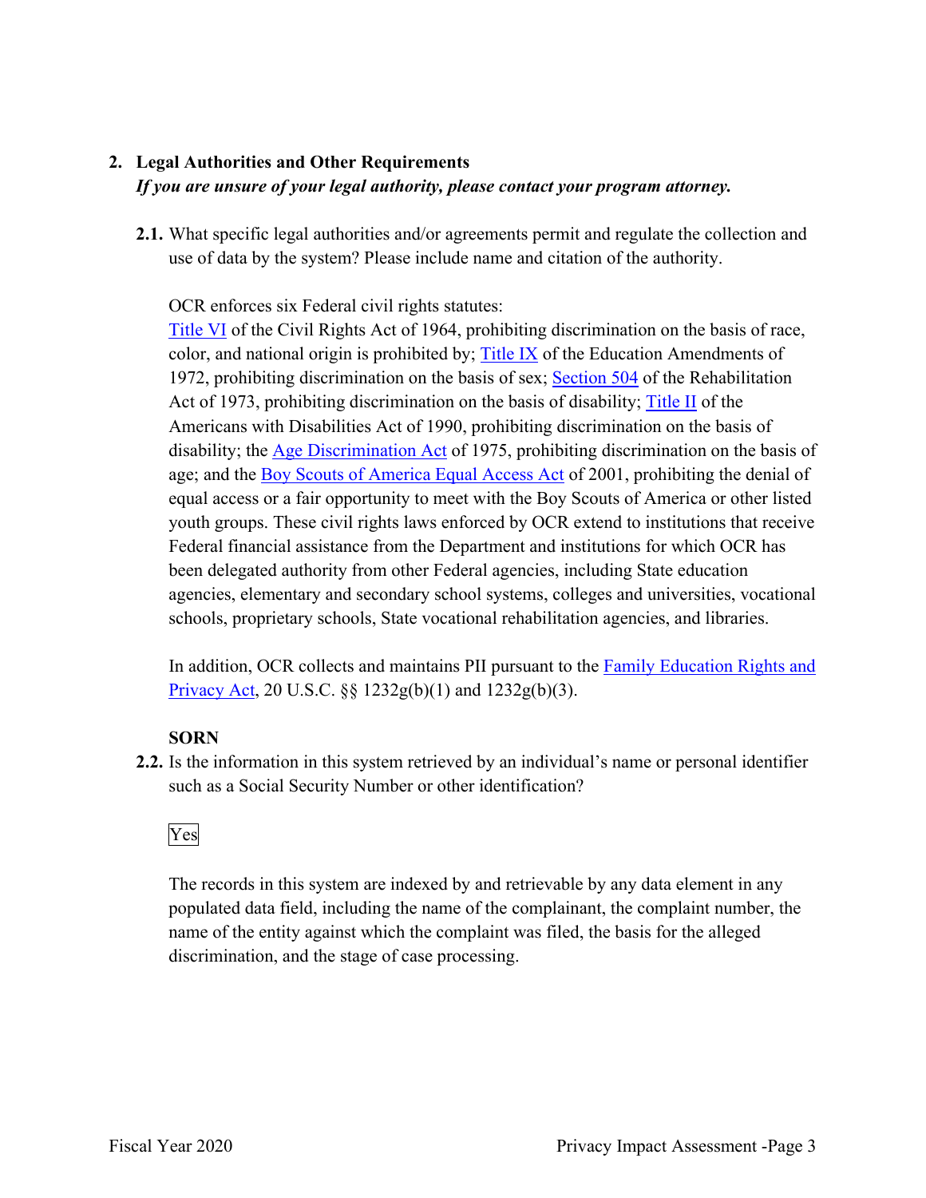## 2. Legal Authorities and Other Requirements

***If you are unsure of your legal authority, please contact your program attorney.***

**2.1.** What specific legal authorities and/or agreements permit and regulate the collection and use of data by the system? Please include name and citation of the authority.

OCR enforces six Federal civil rights statutes:
Title VI of the Civil Rights Act of 1964, prohibiting discrimination on the basis of race, color, and national origin is prohibited by; Title IX of the Education Amendments of 1972, prohibiting discrimination on the basis of sex; Section 504 of the Rehabilitation Act of 1973, prohibiting discrimination on the basis of disability; Title II of the Americans with Disabilities Act of 1990, prohibiting discrimination on the basis of disability; the Age Discrimination Act of 1975, prohibiting discrimination on the basis of age; and the Boy Scouts of America Equal Access Act of 2001, prohibiting the denial of equal access or a fair opportunity to meet with the Boy Scouts of America or other listed youth groups. These civil rights laws enforced by OCR extend to institutions that receive Federal financial assistance from the Department and institutions for which OCR has been delegated authority from other Federal agencies, including State education agencies, elementary and secondary school systems, colleges and universities, vocational schools, proprietary schools, State vocational rehabilitation agencies, and libraries.

In addition, OCR collects and maintains PII pursuant to the Family Education Rights and Privacy Act, 20 U.S.C. §§ 1232g(b)(1) and 1232g(b)(3).

**SORN**

**2.2.** Is the information in this system retrieved by an individual's name or personal identifier such as a Social Security Number or other identification?

Yes

The records in this system are indexed by and retrievable by any data element in any populated data field, including the name of the complainant, the complaint number, the name of the entity against which the complaint was filed, the basis for the alleged discrimination, and the stage of case processing.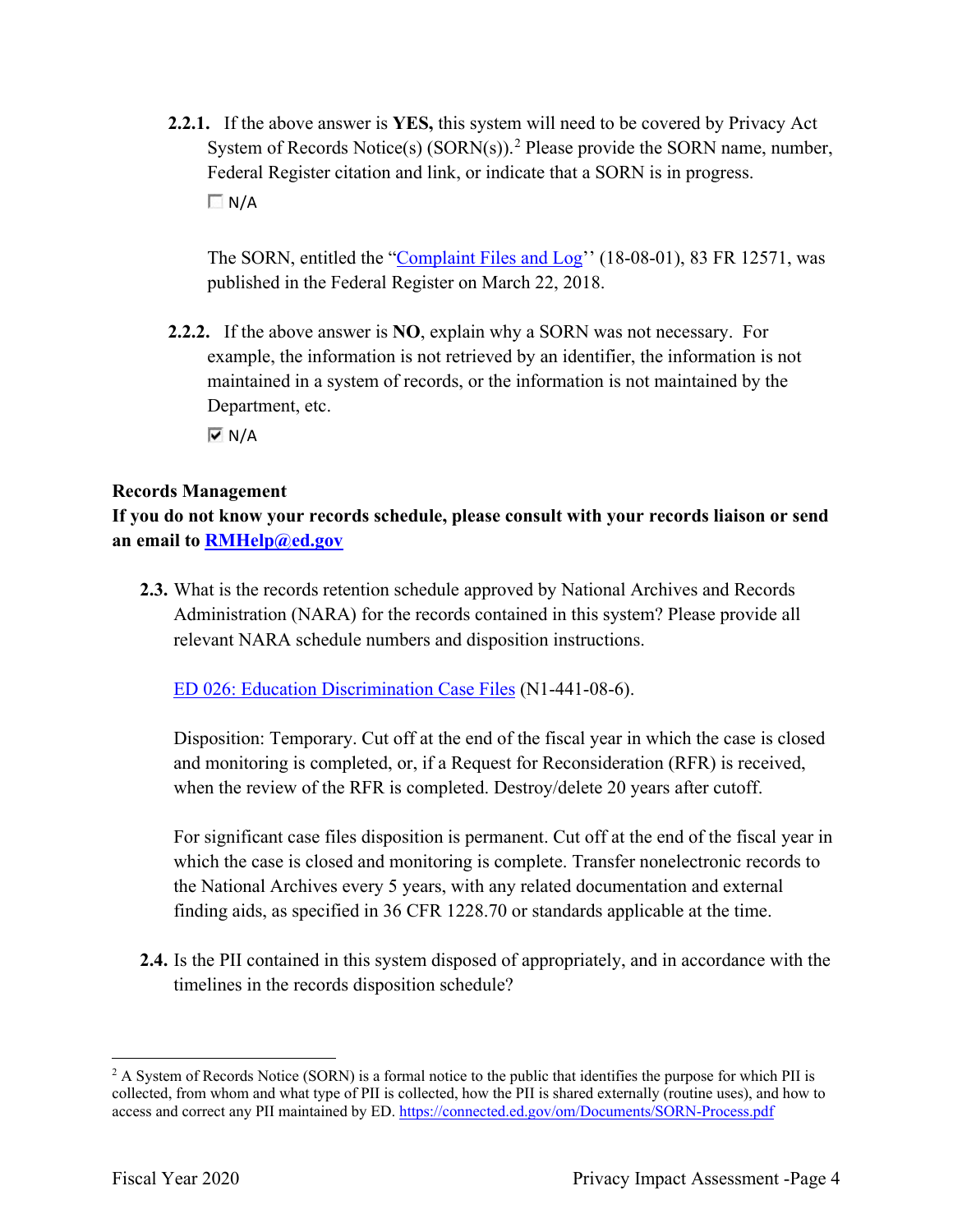**2.2.1.** If the above answer is **YES,** this system will need to be covered by Privacy Act System of Records Notice(s) (SORN(s)).[2] Please provide the SORN name, number, Federal Register citation and link, or indicate that a SORN is in progress.

☐ N/A

The SORN, entitled the "Complaint Files and Log'' (18-08-01), 83 FR 12571, was published in the Federal Register on March 22, 2018.

**2.2.2.** If the above answer is **NO**, explain why a SORN was not necessary. For example, the information is not retrieved by an identifier, the information is not maintained in a system of records, or the information is not maintained by the Department, etc.

☑ N/A

**Records Management**

**If you do not know your records schedule, please consult with your records liaison or send an email to RMHelp@ed.gov**

**2.3.** What is the records retention schedule approved by National Archives and Records Administration (NARA) for the records contained in this system? Please provide all relevant NARA schedule numbers and disposition instructions.

ED 026: Education Discrimination Case Files (N1-441-08-6).

Disposition: Temporary. Cut off at the end of the fiscal year in which the case is closed and monitoring is completed, or, if a Request for Reconsideration (RFR) is received, when the review of the RFR is completed. Destroy/delete 20 years after cutoff.

For significant case files disposition is permanent. Cut off at the end of the fiscal year in which the case is closed and monitoring is complete. Transfer nonelectronic records to the National Archives every 5 years, with any related documentation and external finding aids, as specified in 36 CFR 1228.70 or standards applicable at the time.

**2.4.** Is the PII contained in this system disposed of appropriately, and in accordance with the timelines in the records disposition schedule?

---

[2] A System of Records Notice (SORN) is a formal notice to the public that identifies the purpose for which PII is collected, from whom and what type of PII is collected, how the PII is shared externally (routine uses), and how to access and correct any PII maintained by ED. https://connected.ed.gov/om/Documents/SORN-Process.pdf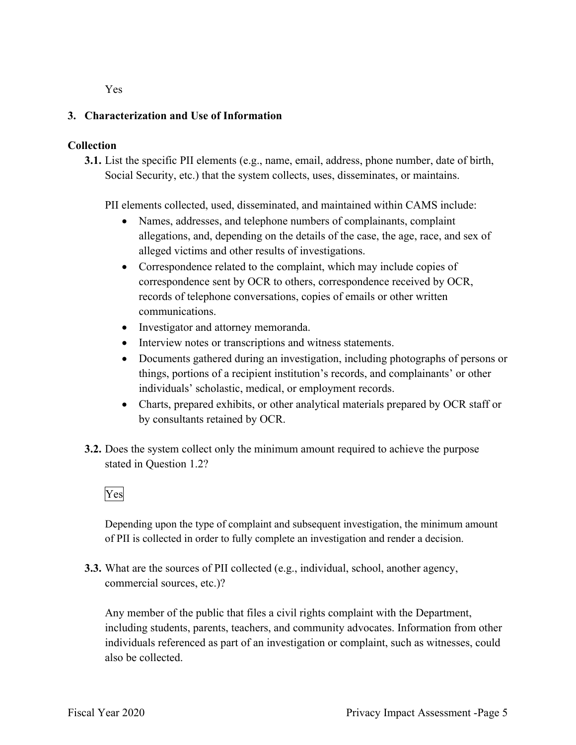Yes

## 3. Characterization and Use of Information

### Collection

**3.1.** List the specific PII elements (e.g., name, email, address, phone number, date of birth, Social Security, etc.) that the system collects, uses, disseminates, or maintains.

PII elements collected, used, disseminated, and maintained within CAMS include:

- Names, addresses, and telephone numbers of complainants, complaint allegations, and, depending on the details of the case, the age, race, and sex of alleged victims and other results of investigations.
- Correspondence related to the complaint, which may include copies of correspondence sent by OCR to others, correspondence received by OCR, records of telephone conversations, copies of emails or other written communications.
- Investigator and attorney memoranda.
- Interview notes or transcriptions and witness statements.
- Documents gathered during an investigation, including photographs of persons or things, portions of a recipient institution's records, and complainants' or other individuals' scholastic, medical, or employment records.
- Charts, prepared exhibits, or other analytical materials prepared by OCR staff or by consultants retained by OCR.

**3.2.** Does the system collect only the minimum amount required to achieve the purpose stated in Question 1.2?

Yes

Depending upon the type of complaint and subsequent investigation, the minimum amount of PII is collected in order to fully complete an investigation and render a decision.

**3.3.** What are the sources of PII collected (e.g., individual, school, another agency, commercial sources, etc.)?

Any member of the public that files a civil rights complaint with the Department, including students, parents, teachers, and community advocates. Information from other individuals referenced as part of an investigation or complaint, such as witnesses, could also be collected.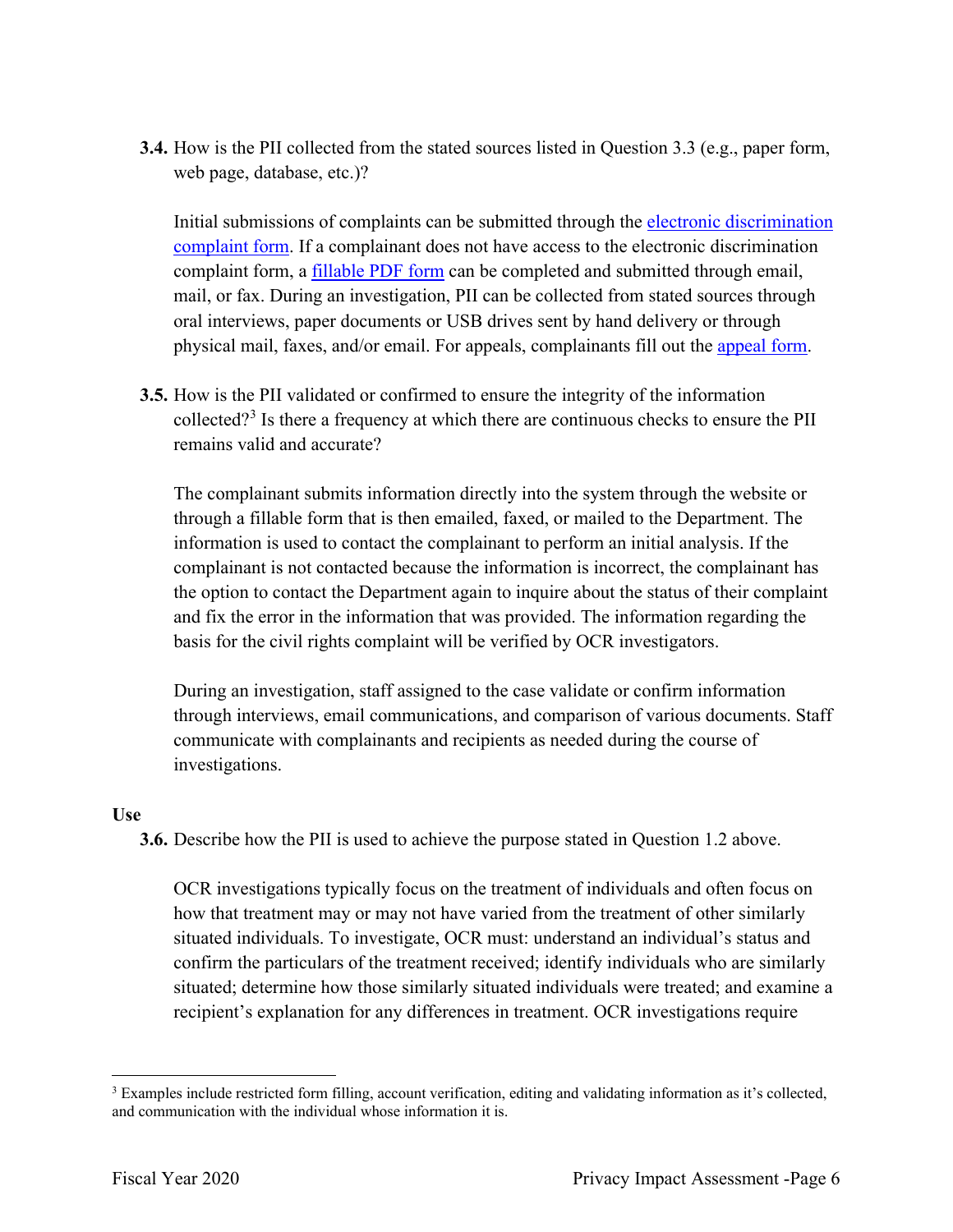**3.4.** How is the PII collected from the stated sources listed in Question 3.3 (e.g., paper form, web page, database, etc.)?

Initial submissions of complaints can be submitted through the electronic discrimination complaint form. If a complainant does not have access to the electronic discrimination complaint form, a fillable PDF form can be completed and submitted through email, mail, or fax. During an investigation, PII can be collected from stated sources through oral interviews, paper documents or USB drives sent by hand delivery or through physical mail, faxes, and/or email. For appeals, complainants fill out the appeal form.

**3.5.** How is the PII validated or confirmed to ensure the integrity of the information collected?[3] Is there a frequency at which there are continuous checks to ensure the PII remains valid and accurate?

The complainant submits information directly into the system through the website or through a fillable form that is then emailed, faxed, or mailed to the Department. The information is used to contact the complainant to perform an initial analysis. If the complainant is not contacted because the information is incorrect, the complainant has the option to contact the Department again to inquire about the status of their complaint and fix the error in the information that was provided. The information regarding the basis for the civil rights complaint will be verified by OCR investigators.

During an investigation, staff assigned to the case validate or confirm information through interviews, email communications, and comparison of various documents. Staff communicate with complainants and recipients as needed during the course of investigations.

**Use**

**3.6.** Describe how the PII is used to achieve the purpose stated in Question 1.2 above.

OCR investigations typically focus on the treatment of individuals and often focus on how that treatment may or may not have varied from the treatment of other similarly situated individuals. To investigate, OCR must: understand an individual's status and confirm the particulars of the treatment received; identify individuals who are similarly situated; determine how those similarly situated individuals were treated; and examine a recipient's explanation for any differences in treatment. OCR investigations require

[3] Examples include restricted form filling, account verification, editing and validating information as it's collected, and communication with the individual whose information it is.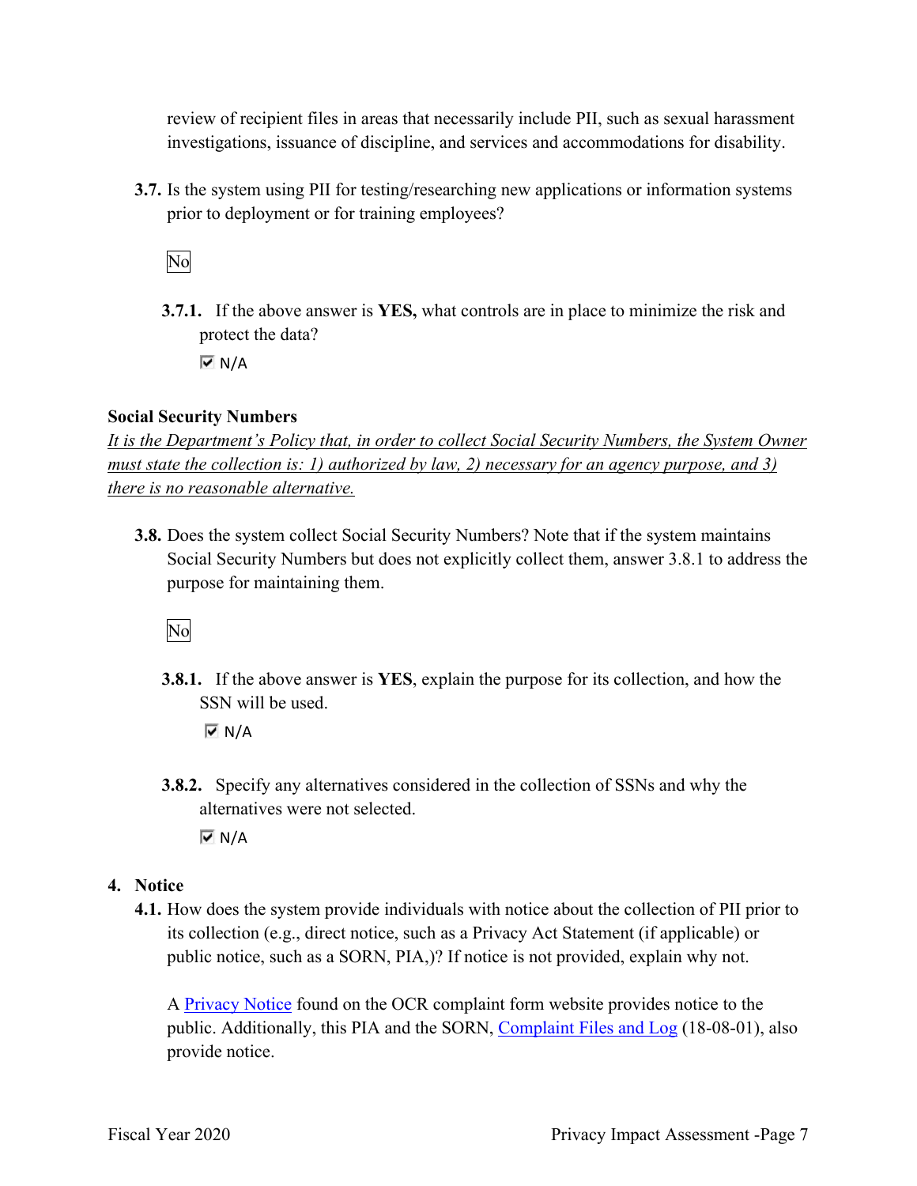review of recipient files in areas that necessarily include PII, such as sexual harassment investigations, issuance of discipline, and services and accommodations for disability.

**3.7.** Is the system using PII for testing/researching new applications or information systems prior to deployment or for training employees?

No

**3.7.1.** If the above answer is **YES,** what controls are in place to minimize the risk and protect the data?

☑ N/A

**Social Security Numbers**

*It is the Department's Policy that, in order to collect Social Security Numbers, the System Owner must state the collection is: 1) authorized by law, 2) necessary for an agency purpose, and 3) there is no reasonable alternative.*

**3.8.** Does the system collect Social Security Numbers? Note that if the system maintains Social Security Numbers but does not explicitly collect them, answer 3.8.1 to address the purpose for maintaining them.

No

**3.8.1.** If the above answer is **YES**, explain the purpose for its collection, and how the SSN will be used.

☑ N/A

**3.8.2.** Specify any alternatives considered in the collection of SSNs and why the alternatives were not selected.

☑ N/A

## 4. Notice

**4.1.** How does the system provide individuals with notice about the collection of PII prior to its collection (e.g., direct notice, such as a Privacy Act Statement (if applicable) or public notice, such as a SORN, PIA,)? If notice is not provided, explain why not.

A Privacy Notice found on the OCR complaint form website provides notice to the public. Additionally, this PIA and the SORN, Complaint Files and Log (18-08-01), also provide notice.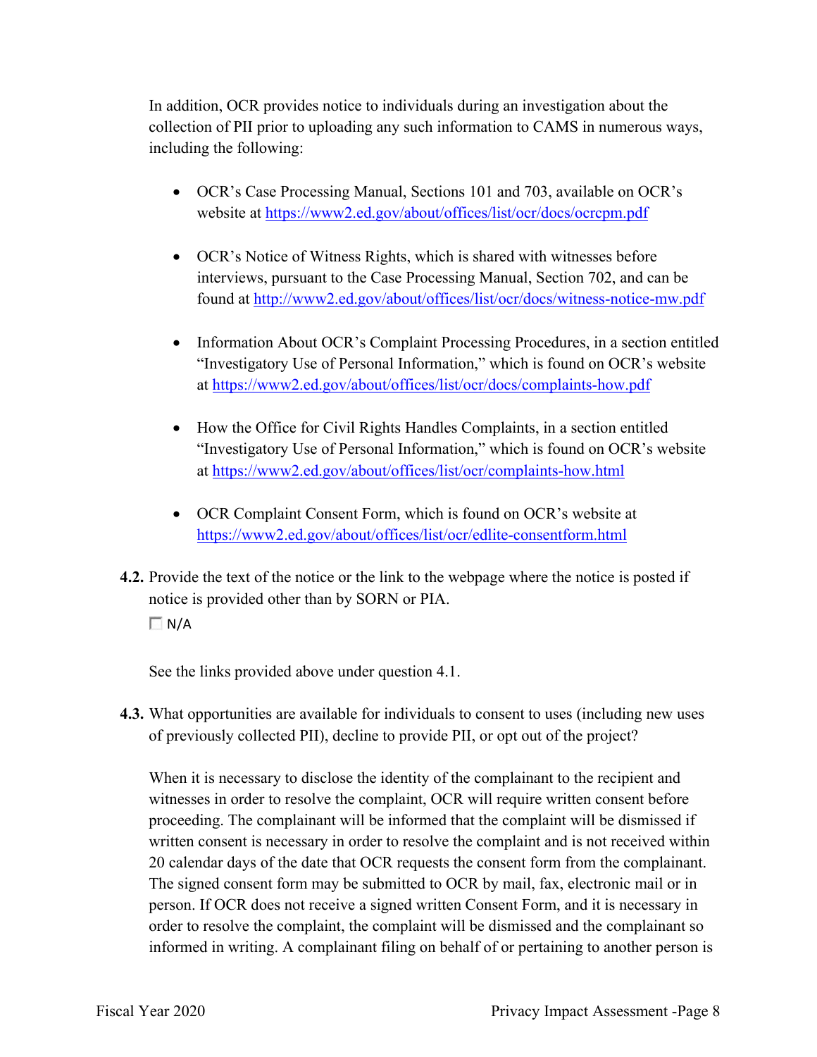In addition, OCR provides notice to individuals during an investigation about the collection of PII prior to uploading any such information to CAMS in numerous ways, including the following:

- OCR's Case Processing Manual, Sections 101 and 703, available on OCR's website at https://www2.ed.gov/about/offices/list/ocr/docs/ocrcpm.pdf

- OCR's Notice of Witness Rights, which is shared with witnesses before interviews, pursuant to the Case Processing Manual, Section 702, and can be found at http://www2.ed.gov/about/offices/list/ocr/docs/witness-notice-mw.pdf

- Information About OCR's Complaint Processing Procedures, in a section entitled "Investigatory Use of Personal Information," which is found on OCR's website at https://www2.ed.gov/about/offices/list/ocr/docs/complaints-how.pdf

- How the Office for Civil Rights Handles Complaints, in a section entitled "Investigatory Use of Personal Information," which is found on OCR's website at https://www2.ed.gov/about/offices/list/ocr/complaints-how.html

- OCR Complaint Consent Form, which is found on OCR's website at https://www2.ed.gov/about/offices/list/ocr/edlite-consentform.html

**4.2.** Provide the text of the notice or the link to the webpage where the notice is posted if notice is provided other than by SORN or PIA.

☐ N/A

See the links provided above under question 4.1.

**4.3.** What opportunities are available for individuals to consent to uses (including new uses of previously collected PII), decline to provide PII, or opt out of the project?

When it is necessary to disclose the identity of the complainant to the recipient and witnesses in order to resolve the complaint, OCR will require written consent before proceeding. The complainant will be informed that the complaint will be dismissed if written consent is necessary in order to resolve the complaint and is not received within 20 calendar days of the date that OCR requests the consent form from the complainant. The signed consent form may be submitted to OCR by mail, fax, electronic mail or in person. If OCR does not receive a signed written Consent Form, and it is necessary in order to resolve the complaint, the complaint will be dismissed and the complainant so informed in writing. A complainant filing on behalf of or pertaining to another person is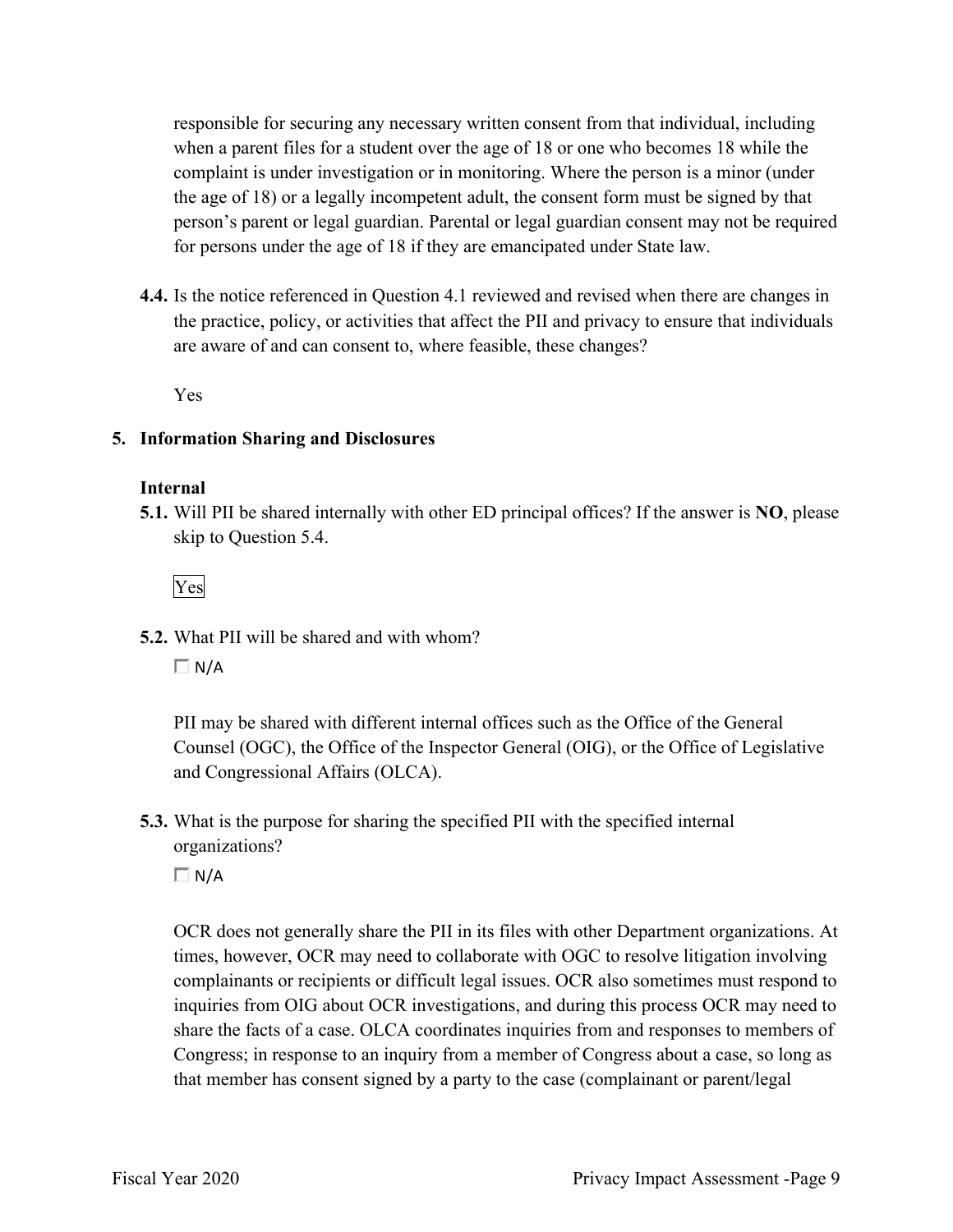responsible for securing any necessary written consent from that individual, including when a parent files for a student over the age of 18 or one who becomes 18 while the complaint is under investigation or in monitoring. Where the person is a minor (under the age of 18) or a legally incompetent adult, the consent form must be signed by that person's parent or legal guardian. Parental or legal guardian consent may not be required for persons under the age of 18 if they are emancipated under State law.

**4.4.** Is the notice referenced in Question 4.1 reviewed and revised when there are changes in the practice, policy, or activities that affect the PII and privacy to ensure that individuals are aware of and can consent to, where feasible, these changes?

Yes

## 5. Information Sharing and Disclosures

### Internal

**5.1.** Will PII be shared internally with other ED principal offices? If the answer is **NO**, please skip to Question 5.4.

Yes

**5.2.** What PII will be shared and with whom?

☐ N/A

PII may be shared with different internal offices such as the Office of the General Counsel (OGC), the Office of the Inspector General (OIG), or the Office of Legislative and Congressional Affairs (OLCA).

**5.3.** What is the purpose for sharing the specified PII with the specified internal organizations?

☐ N/A

OCR does not generally share the PII in its files with other Department organizations. At times, however, OCR may need to collaborate with OGC to resolve litigation involving complainants or recipients or difficult legal issues. OCR also sometimes must respond to inquiries from OIG about OCR investigations, and during this process OCR may need to share the facts of a case. OLCA coordinates inquiries from and responses to members of Congress; in response to an inquiry from a member of Congress about a case, so long as that member has consent signed by a party to the case (complainant or parent/legal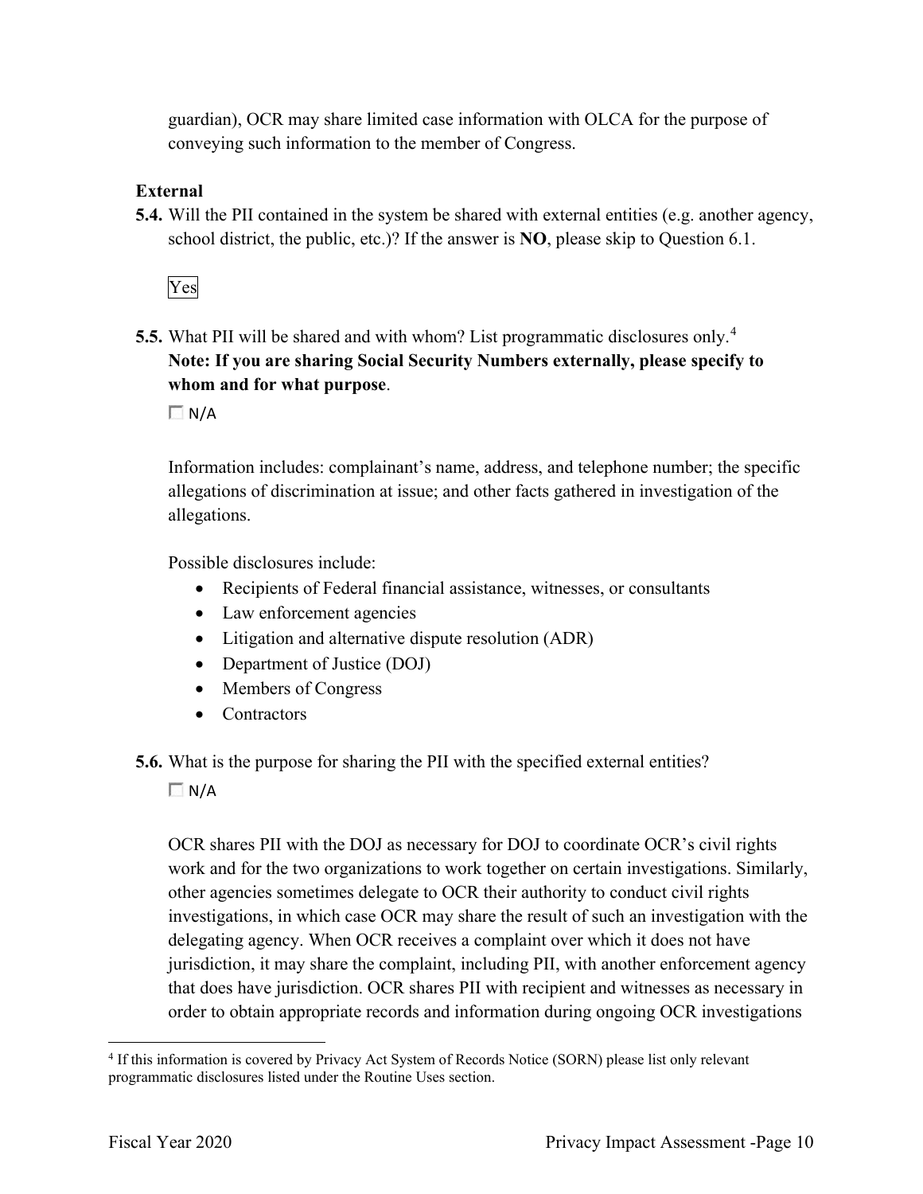guardian), OCR may share limited case information with OLCA for the purpose of conveying such information to the member of Congress.

**External**

**5.4.** Will the PII contained in the system be shared with external entities (e.g. another agency, school district, the public, etc.)? If the answer is **NO**, please skip to Question 6.1.

Yes

**5.5.** What PII will be shared and with whom? List programmatic disclosures only.[4]
**Note: If you are sharing Social Security Numbers externally, please specify to whom and for what purpose**.

☐ N/A

Information includes: complainant's name, address, and telephone number; the specific allegations of discrimination at issue; and other facts gathered in investigation of the allegations.

Possible disclosures include:

- Recipients of Federal financial assistance, witnesses, or consultants
- Law enforcement agencies
- Litigation and alternative dispute resolution (ADR)
- Department of Justice (DOJ)
- Members of Congress
- Contractors

**5.6.** What is the purpose for sharing the PII with the specified external entities?

☐ N/A

OCR shares PII with the DOJ as necessary for DOJ to coordinate OCR's civil rights work and for the two organizations to work together on certain investigations. Similarly, other agencies sometimes delegate to OCR their authority to conduct civil rights investigations, in which case OCR may share the result of such an investigation with the delegating agency. When OCR receives a complaint over which it does not have jurisdiction, it may share the complaint, including PII, with another enforcement agency that does have jurisdiction. OCR shares PII with recipient and witnesses as necessary in order to obtain appropriate records and information during ongoing OCR investigations

[4] If this information is covered by Privacy Act System of Records Notice (SORN) please list only relevant programmatic disclosures listed under the Routine Uses section.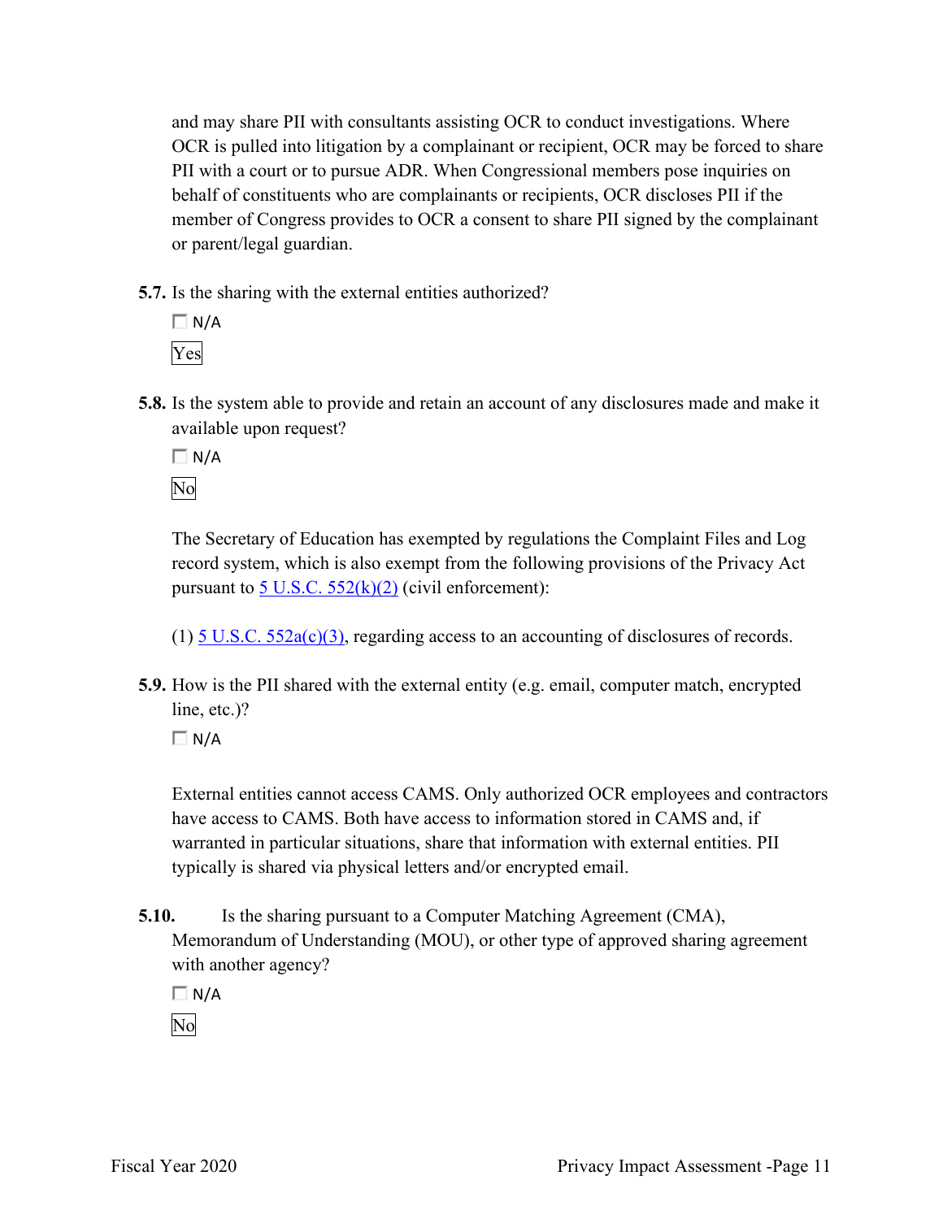and may share PII with consultants assisting OCR to conduct investigations. Where OCR is pulled into litigation by a complainant or recipient, OCR may be forced to share PII with a court or to pursue ADR. When Congressional members pose inquiries on behalf of constituents who are complainants or recipients, OCR discloses PII if the member of Congress provides to OCR a consent to share PII signed by the complainant or parent/legal guardian.

**5.7.** Is the sharing with the external entities authorized?

☐ N/A

Yes

**5.8.** Is the system able to provide and retain an account of any disclosures made and make it available upon request?

☐ N/A

No

The Secretary of Education has exempted by regulations the Complaint Files and Log record system, which is also exempt from the following provisions of the Privacy Act pursuant to 5 U.S.C. 552(k)(2) (civil enforcement):

(1) 5 U.S.C. 552a(c)(3), regarding access to an accounting of disclosures of records.

**5.9.** How is the PII shared with the external entity (e.g. email, computer match, encrypted line, etc.)?

☐ N/A

External entities cannot access CAMS. Only authorized OCR employees and contractors have access to CAMS. Both have access to information stored in CAMS and, if warranted in particular situations, share that information with external entities. PII typically is shared via physical letters and/or encrypted email.

**5.10.** Is the sharing pursuant to a Computer Matching Agreement (CMA), Memorandum of Understanding (MOU), or other type of approved sharing agreement with another agency?

☐ N/A

No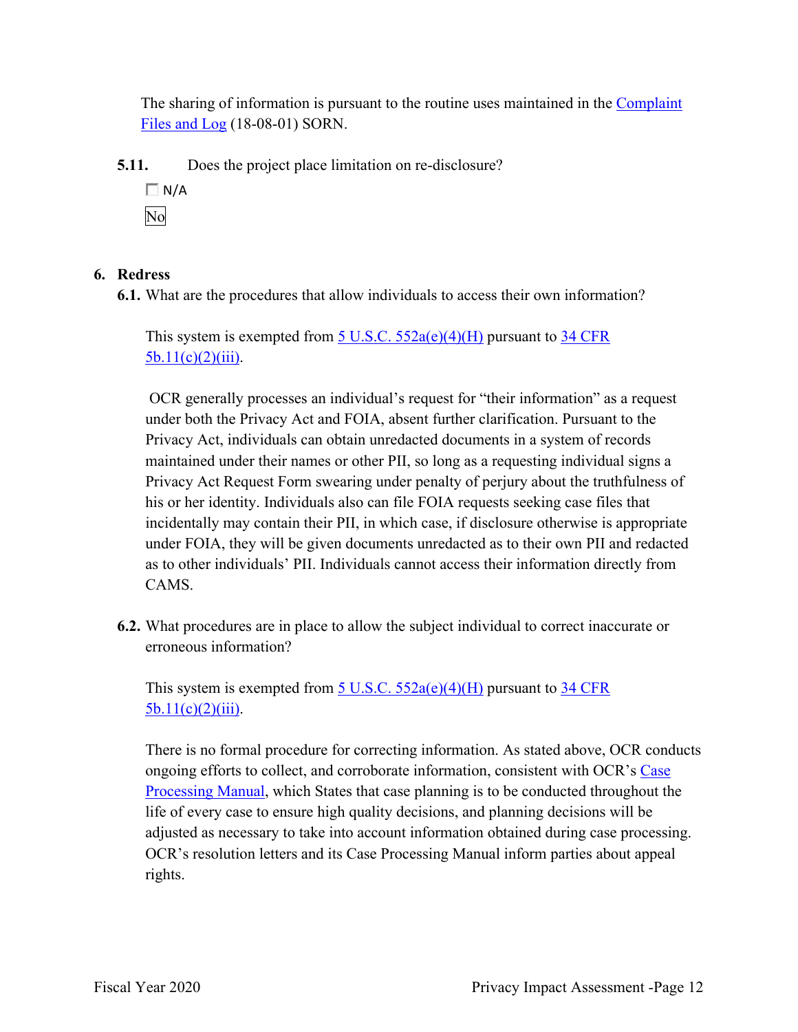The sharing of information is pursuant to the routine uses maintained in the Complaint Files and Log (18-08-01) SORN.

**5.11.** Does the project place limitation on re-disclosure?

☐ N/A

No

## 6. Redress

**6.1.** What are the procedures that allow individuals to access their own information?

This system is exempted from 5 U.S.C. 552a(e)(4)(H) pursuant to 34 CFR 5b.11(c)(2)(iii).

OCR generally processes an individual's request for "their information" as a request under both the Privacy Act and FOIA, absent further clarification. Pursuant to the Privacy Act, individuals can obtain unredacted documents in a system of records maintained under their names or other PII, so long as a requesting individual signs a Privacy Act Request Form swearing under penalty of perjury about the truthfulness of his or her identity. Individuals also can file FOIA requests seeking case files that incidentally may contain their PII, in which case, if disclosure otherwise is appropriate under FOIA, they will be given documents unredacted as to their own PII and redacted as to other individuals' PII. Individuals cannot access their information directly from CAMS.

**6.2.** What procedures are in place to allow the subject individual to correct inaccurate or erroneous information?

This system is exempted from 5 U.S.C. 552a(e)(4)(H) pursuant to 34 CFR 5b.11(c)(2)(iii).

There is no formal procedure for correcting information. As stated above, OCR conducts ongoing efforts to collect, and corroborate information, consistent with OCR's Case Processing Manual, which States that case planning is to be conducted throughout the life of every case to ensure high quality decisions, and planning decisions will be adjusted as necessary to take into account information obtained during case processing. OCR's resolution letters and its Case Processing Manual inform parties about appeal rights.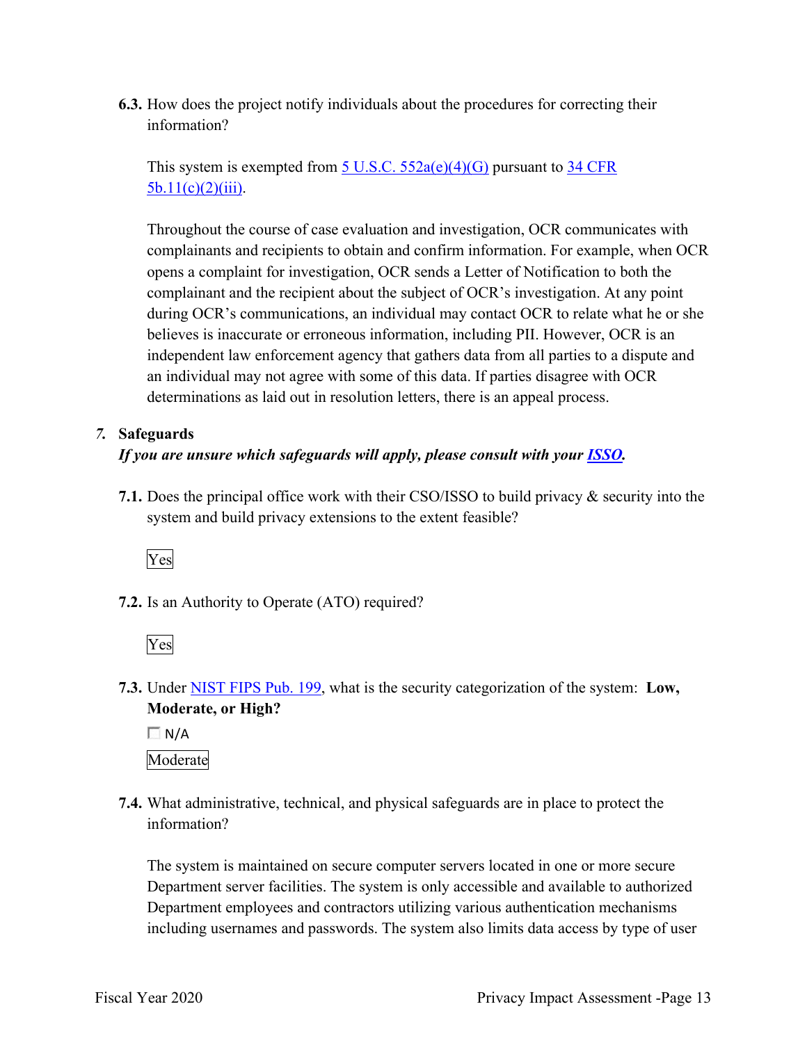**6.3.** How does the project notify individuals about the procedures for correcting their information?

This system is exempted from 5 U.S.C. 552a(e)(4)(G) pursuant to 34 CFR 5b.11(c)(2)(iii).

Throughout the course of case evaluation and investigation, OCR communicates with complainants and recipients to obtain and confirm information. For example, when OCR opens a complaint for investigation, OCR sends a Letter of Notification to both the complainant and the recipient about the subject of OCR's investigation. At any point during OCR's communications, an individual may contact OCR to relate what he or she believes is inaccurate or erroneous information, including PII. However, OCR is an independent law enforcement agency that gathers data from all parties to a dispute and an individual may not agree with some of this data. If parties disagree with OCR determinations as laid out in resolution letters, there is an appeal process.

## *7.* Safeguards

***If you are unsure which safeguards will apply, please consult with your ISSO.***

**7.1.** Does the principal office work with their CSO/ISSO to build privacy & security into the system and build privacy extensions to the extent feasible?

Yes

**7.2.** Is an Authority to Operate (ATO) required?

Yes

**7.3.** Under NIST FIPS Pub. 199, what is the security categorization of the system: **Low, Moderate, or High?**

☐ N/A

Moderate

**7.4.** What administrative, technical, and physical safeguards are in place to protect the information?

The system is maintained on secure computer servers located in one or more secure Department server facilities. The system is only accessible and available to authorized Department employees and contractors utilizing various authentication mechanisms including usernames and passwords. The system also limits data access by type of user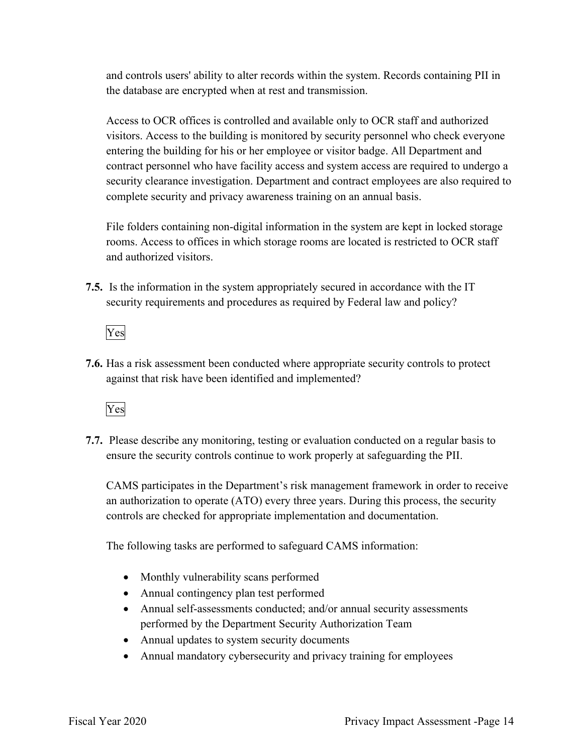and controls users' ability to alter records within the system. Records containing PII in the database are encrypted when at rest and transmission.

Access to OCR offices is controlled and available only to OCR staff and authorized visitors. Access to the building is monitored by security personnel who check everyone entering the building for his or her employee or visitor badge. All Department and contract personnel who have facility access and system access are required to undergo a security clearance investigation. Department and contract employees are also required to complete security and privacy awareness training on an annual basis.

File folders containing non-digital information in the system are kept in locked storage rooms. Access to offices in which storage rooms are located is restricted to OCR staff and authorized visitors.

**7.5.** Is the information in the system appropriately secured in accordance with the IT security requirements and procedures as required by Federal law and policy?

Yes

**7.6.** Has a risk assessment been conducted where appropriate security controls to protect against that risk have been identified and implemented?

Yes

**7.7.** Please describe any monitoring, testing or evaluation conducted on a regular basis to ensure the security controls continue to work properly at safeguarding the PII.

CAMS participates in the Department's risk management framework in order to receive an authorization to operate (ATO) every three years. During this process, the security controls are checked for appropriate implementation and documentation.

The following tasks are performed to safeguard CAMS information:

- Monthly vulnerability scans performed
- Annual contingency plan test performed
- Annual self-assessments conducted; and/or annual security assessments performed by the Department Security Authorization Team
- Annual updates to system security documents
- Annual mandatory cybersecurity and privacy training for employees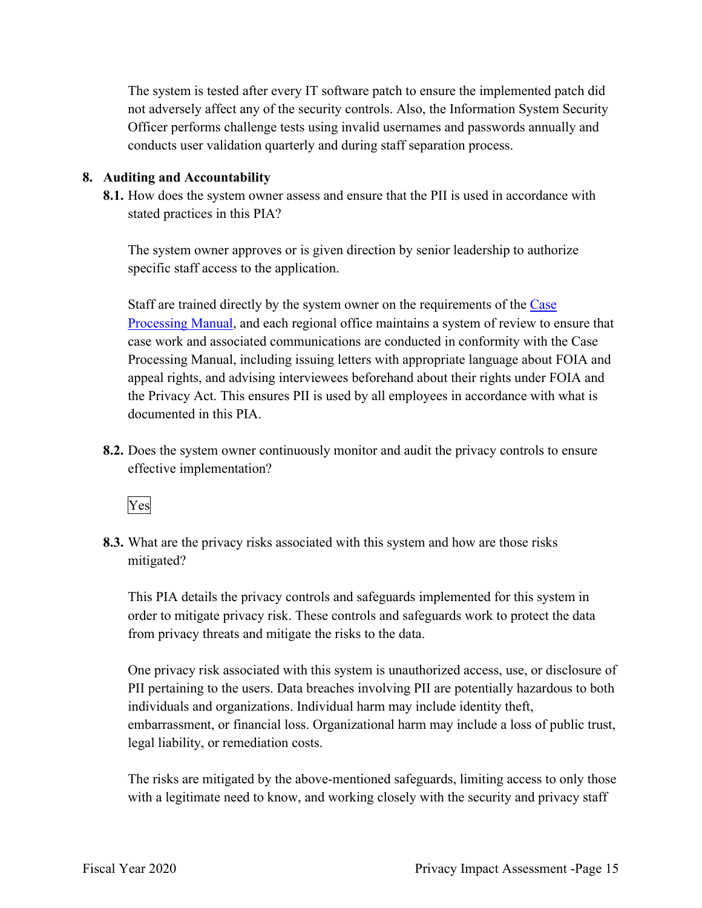The system is tested after every IT software patch to ensure the implemented patch did not adversely affect any of the security controls. Also, the Information System Security Officer performs challenge tests using invalid usernames and passwords annually and conducts user validation quarterly and during staff separation process.

## 8. Auditing and Accountability

**8.1.** How does the system owner assess and ensure that the PII is used in accordance with stated practices in this PIA?

The system owner approves or is given direction by senior leadership to authorize specific staff access to the application.

Staff are trained directly by the system owner on the requirements of the [Case Processing Manual](), and each regional office maintains a system of review to ensure that case work and associated communications are conducted in conformity with the Case Processing Manual, including issuing letters with appropriate language about FOIA and appeal rights, and advising interviewees beforehand about their rights under FOIA and the Privacy Act. This ensures PII is used by all employees in accordance with what is documented in this PIA.

**8.2.** Does the system owner continuously monitor and audit the privacy controls to ensure effective implementation?

Yes

**8.3.** What are the privacy risks associated with this system and how are those risks mitigated?

This PIA details the privacy controls and safeguards implemented for this system in order to mitigate privacy risk. These controls and safeguards work to protect the data from privacy threats and mitigate the risks to the data.

One privacy risk associated with this system is unauthorized access, use, or disclosure of PII pertaining to the users. Data breaches involving PII are potentially hazardous to both individuals and organizations. Individual harm may include identity theft, embarrassment, or financial loss. Organizational harm may include a loss of public trust, legal liability, or remediation costs.

The risks are mitigated by the above-mentioned safeguards, limiting access to only those with a legitimate need to know, and working closely with the security and privacy staff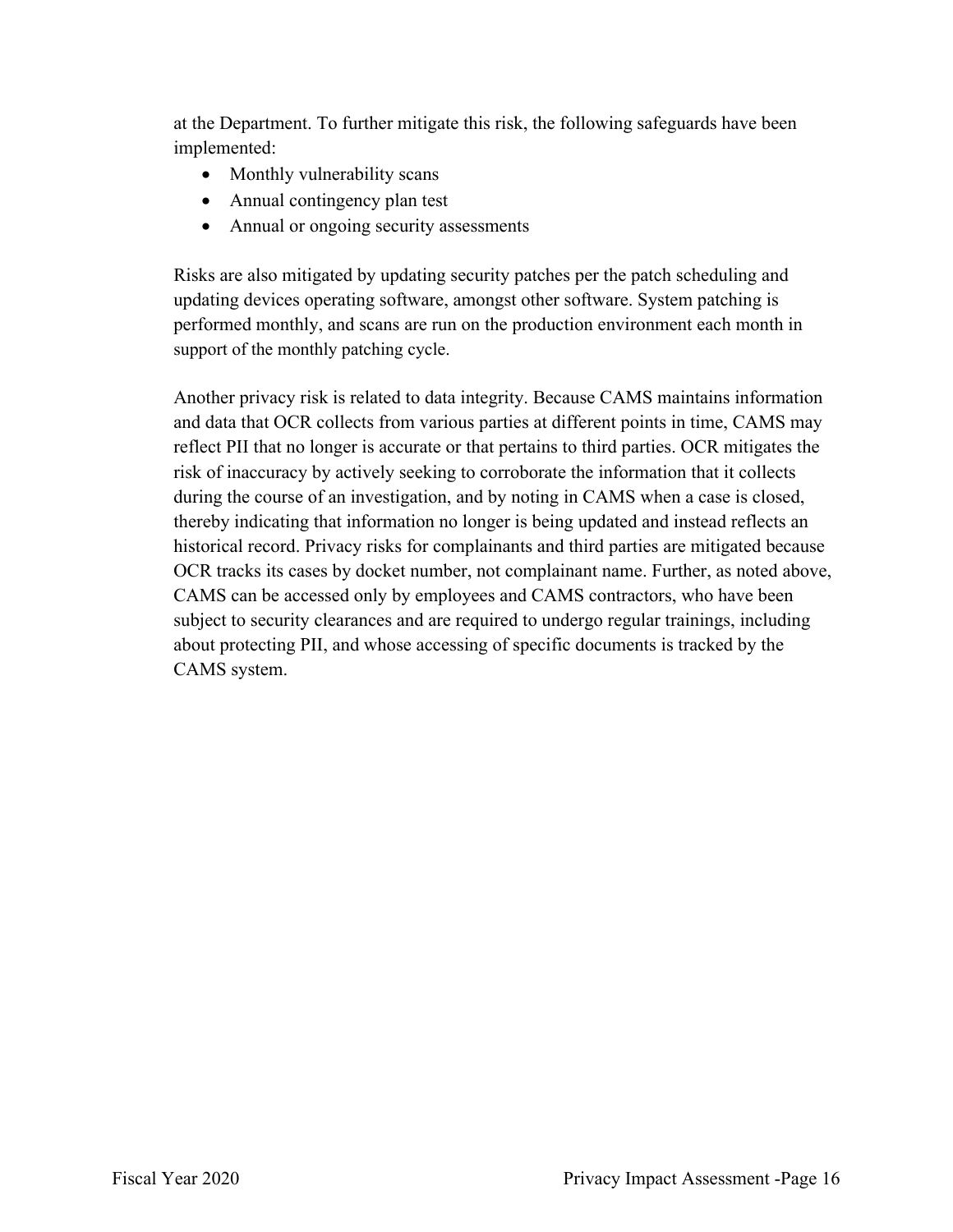at the Department. To further mitigate this risk, the following safeguards have been implemented:

- Monthly vulnerability scans
- Annual contingency plan test
- Annual or ongoing security assessments

Risks are also mitigated by updating security patches per the patch scheduling and updating devices operating software, amongst other software. System patching is performed monthly, and scans are run on the production environment each month in support of the monthly patching cycle.

Another privacy risk is related to data integrity. Because CAMS maintains information and data that OCR collects from various parties at different points in time, CAMS may reflect PII that no longer is accurate or that pertains to third parties. OCR mitigates the risk of inaccuracy by actively seeking to corroborate the information that it collects during the course of an investigation, and by noting in CAMS when a case is closed, thereby indicating that information no longer is being updated and instead reflects an historical record. Privacy risks for complainants and third parties are mitigated because OCR tracks its cases by docket number, not complainant name. Further, as noted above, CAMS can be accessed only by employees and CAMS contractors, who have been subject to security clearances and are required to undergo regular trainings, including about protecting PII, and whose accessing of specific documents is tracked by the CAMS system.